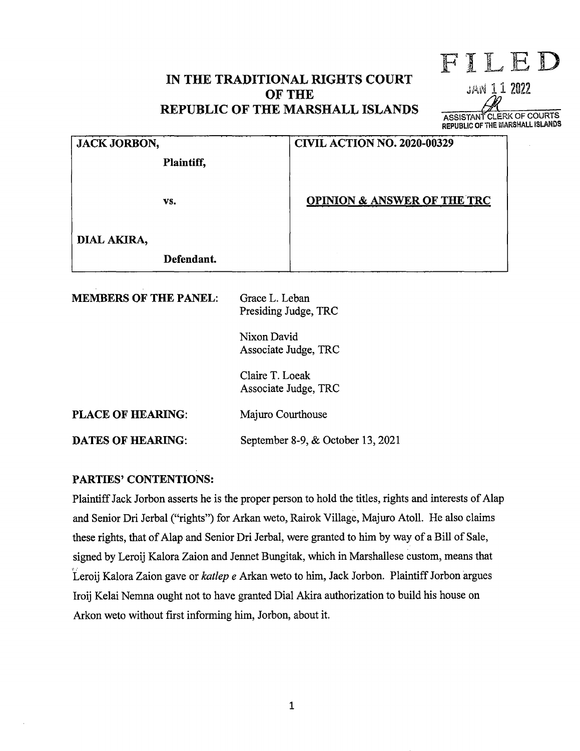# IN THE TRADITIONAL RIGHTS COURT OF THE REPUBLIC OF THE MARSHALL ISLANDS

FILED
JAN 11 2022
ASSISTANT CLERK OF COURTS
REPUBLIC OF THE MARSHALL ISLANDS

| | |
|---|---|
| **JACK JORBON,**<br><br>**Plaintiff,**<br><br>**vs.**<br><br>**DIAL AKIRA,**<br><br>**Defendant.** | **CIVIL ACTION NO. 2020-00329**<br><br>**OPINION & ANSWER OF THE TRC** |

**MEMBERS OF THE PANEL:** Grace L. Leban
Presiding Judge, TRC

Nixon David
Associate Judge, TRC

Claire T. Loeak
Associate Judge, TRC

**PLACE OF HEARING:** Majuro Courthouse

**DATES OF HEARING:** September 8-9, & October 13, 2021

**PARTIES' CONTENTIONS:**

Plaintiff Jack Jorbon asserts he is the proper person to hold the titles, rights and interests of Alap and Senior Dri Jerbal ("rights") for Arkan weto, Rairok Village, Majuro Atoll. He also claims these rights, that of Alap and Senior Dri Jerbal, were granted to him by way of a Bill of Sale, signed by Leroij Kalora Zaion and Jennet Bungitak, which in Marshallese custom, means that Leroij Kalora Zaion gave or *katlep e* Arkan weto to him, Jack Jorbon. Plaintiff Jorbon argues Iroij Kelai Nemna ought not to have granted Dial Akira authorization to build his house on Arkon weto without first informing him, Jorbon, about it.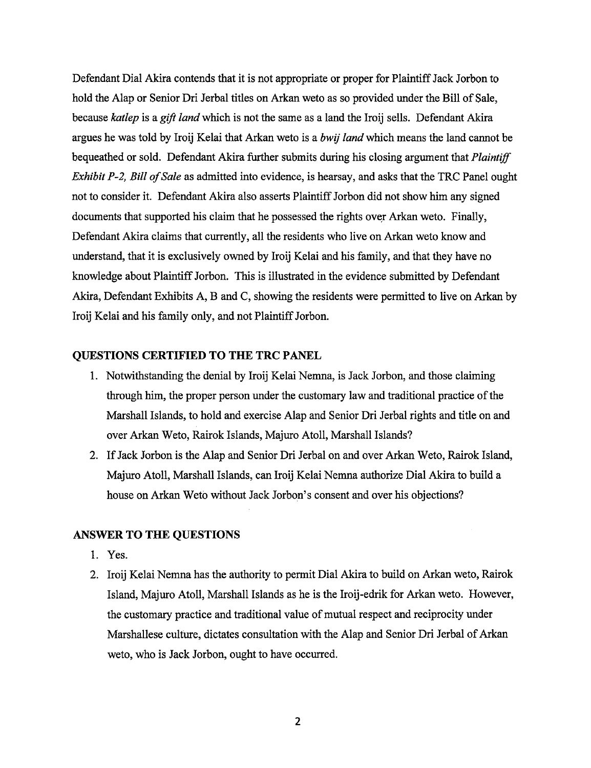Defendant Dial Akira contends that it is not appropriate or proper for Plaintiff Jack Jorbon to hold the Alap or Senior Dri Jerbal titles on Arkan weto as so provided under the Bill of Sale, because *katlep* is a *gift land* which is not the same as a land the Iroij sells. Defendant Akira argues he was told by Iroij Kelai that Arkan weto is a *bwij land* which means the land cannot be bequeathed or sold. Defendant Akira further submits during his closing argument that *Plaintiff Exhibit P-2, Bill of Sale* as admitted into evidence, is hearsay, and asks that the TRC Panel ought not to consider it. Defendant Akira also asserts Plaintiff Jorbon did not show him any signed documents that supported his claim that he possessed the rights over Arkan weto. Finally, Defendant Akira claims that currently, all the residents who live on Arkan weto know and understand, that it is exclusively owned by Iroij Kelai and his family, and that they have no knowledge about Plaintiff Jorbon. This is illustrated in the evidence submitted by Defendant Akira, Defendant Exhibits A, B and C, showing the residents were permitted to live on Arkan by Iroij Kelai and his family only, and not Plaintiff Jorbon.

## QUESTIONS CERTIFIED TO THE TRC PANEL

1. Notwithstanding the denial by Iroij Kelai Nemna, is Jack Jorbon, and those claiming through him, the proper person under the customary law and traditional practice of the Marshall Islands, to hold and exercise Alap and Senior Dri Jerbal rights and title on and over Arkan Weto, Rairok Islands, Majuro Atoll, Marshall Islands?
2. If Jack Jorbon is the Alap and Senior Dri Jerbal on and over Arkan Weto, Rairok Island, Majuro Atoll, Marshall Islands, can Iroij Kelai Nemna authorize Dial Akira to build a house on Arkan Weto without Jack Jorbon's consent and over his objections?

## ANSWER TO THE QUESTIONS

1. Yes.
2. Iroij Kelai Nemna has the authority to permit Dial Akira to build on Arkan weto, Rairok Island, Majuro Atoll, Marshall Islands as he is the Iroij-edrik for Arkan weto. However, the customary practice and traditional value of mutual respect and reciprocity under Marshallese culture, dictates consultation with the Alap and Senior Dri Jerbal of Arkan weto, who is Jack Jorbon, ought to have occurred.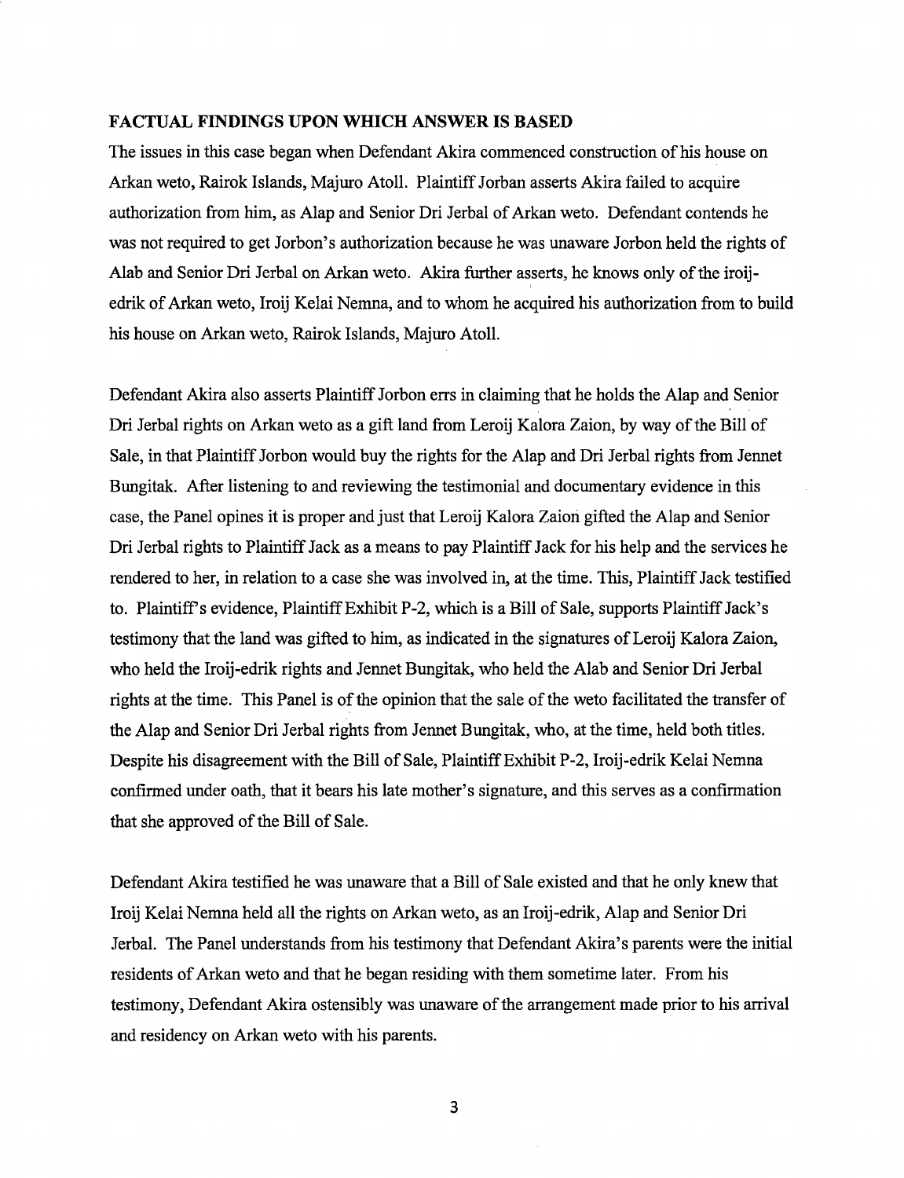**FACTUAL FINDINGS UPON WHICH ANSWER IS BASED**

The issues in this case began when Defendant Akira commenced construction of his house on Arkan weto, Rairok Islands, Majuro Atoll. Plaintiff Jorban asserts Akira failed to acquire authorization from him, as Alap and Senior Dri Jerbal of Arkan weto. Defendant contends he was not required to get Jorbon's authorization because he was unaware Jorbon held the rights of Alab and Senior Dri Jerbal on Arkan weto. Akira further asserts, he knows only of the iroij-edrik of Arkan weto, Iroij Kelai Nemna, and to whom he acquired his authorization from to build his house on Arkan weto, Rairok Islands, Majuro Atoll.

Defendant Akira also asserts Plaintiff Jorbon errs in claiming that he holds the Alap and Senior Dri Jerbal rights on Arkan weto as a gift land from Leroij Kalora Zaion, by way of the Bill of Sale, in that Plaintiff Jorbon would buy the rights for the Alap and Dri Jerbal rights from Jennet Bungitak. After listening to and reviewing the testimonial and documentary evidence in this case, the Panel opines it is proper and just that Leroij Kalora Zaion gifted the Alap and Senior Dri Jerbal rights to Plaintiff Jack as a means to pay Plaintiff Jack for his help and the services he rendered to her, in relation to a case she was involved in, at the time. This, Plaintiff Jack testified to. Plaintiff's evidence, Plaintiff Exhibit P-2, which is a Bill of Sale, supports Plaintiff Jack's testimony that the land was gifted to him, as indicated in the signatures of Leroij Kalora Zaion, who held the Iroij-edrik rights and Jennet Bungitak, who held the Alab and Senior Dri Jerbal rights at the time. This Panel is of the opinion that the sale of the weto facilitated the transfer of the Alap and Senior Dri Jerbal rights from Jennet Bungitak, who, at the time, held both titles. Despite his disagreement with the Bill of Sale, Plaintiff Exhibit P-2, Iroij-edrik Kelai Nemna confirmed under oath, that it bears his late mother's signature, and this serves as a confirmation that she approved of the Bill of Sale.

Defendant Akira testified he was unaware that a Bill of Sale existed and that he only knew that Iroij Kelai Nemna held all the rights on Arkan weto, as an Iroij-edrik, Alap and Senior Dri Jerbal. The Panel understands from his testimony that Defendant Akira's parents were the initial residents of Arkan weto and that he began residing with them sometime later. From his testimony, Defendant Akira ostensibly was unaware of the arrangement made prior to his arrival and residency on Arkan weto with his parents.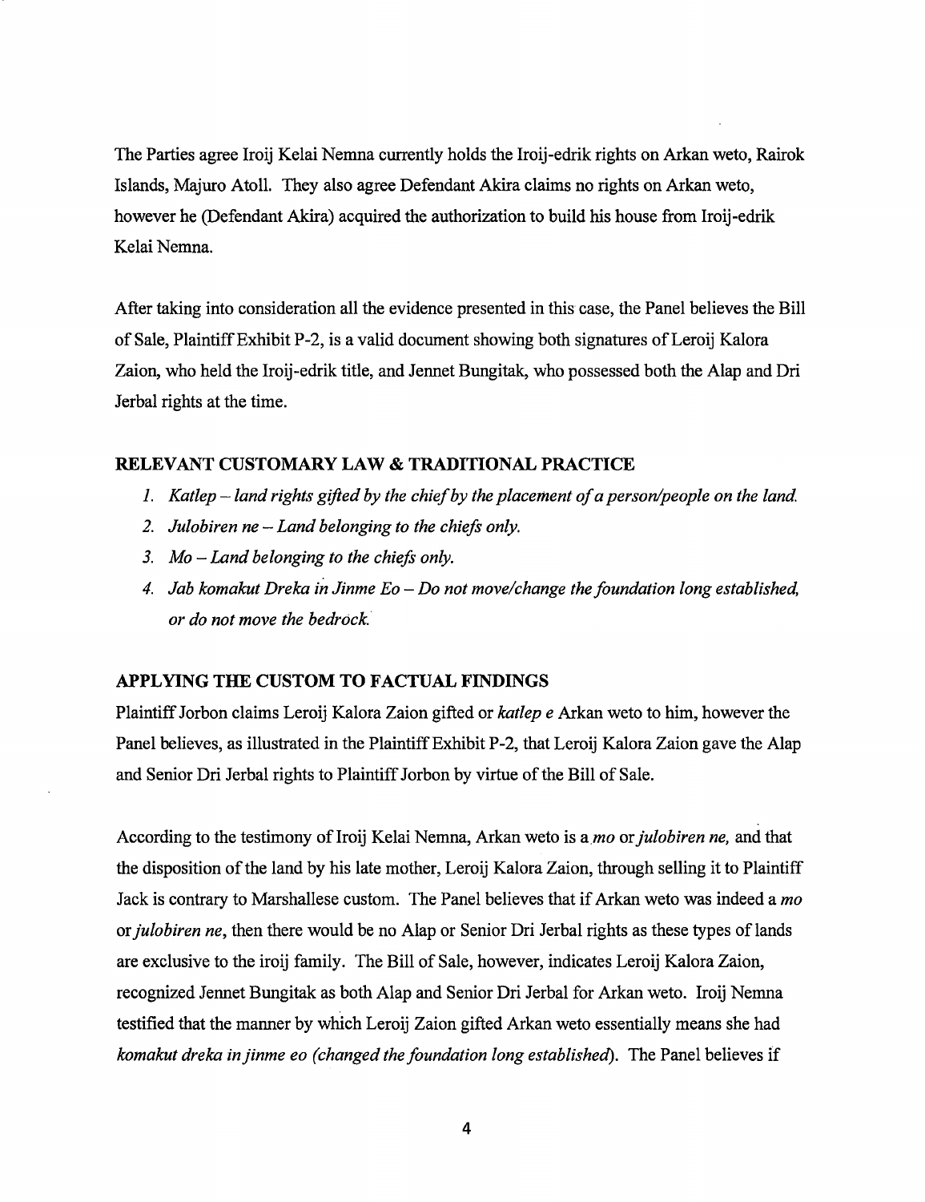The Parties agree Iroij Kelai Nemna currently holds the Iroij-edrik rights on Arkan weto, Rairok Islands, Majuro Atoll. They also agree Defendant Akira claims no rights on Arkan weto, however he (Defendant Akira) acquired the authorization to build his house from Iroij-edrik Kelai Nemna.

After taking into consideration all the evidence presented in this case, the Panel believes the Bill of Sale, Plaintiff Exhibit P-2, is a valid document showing both signatures of Leroij Kalora Zaion, who held the Iroij-edrik title, and Jennet Bungitak, who possessed both the Alap and Dri Jerbal rights at the time.

## RELEVANT CUSTOMARY LAW & TRADITIONAL PRACTICE

1. *Katlep – land rights gifted by the chief by the placement of a person/people on the land.*
2. *Julobiren ne – Land belonging to the chiefs only.*
3. *Mo – Land belonging to the chiefs only.*
4. *Jab komakut Dreka in Jinme Eo – Do not move/change the foundation long established, or do not move the bedrock.*

## APPLYING THE CUSTOM TO FACTUAL FINDINGS

Plaintiff Jorbon claims Leroij Kalora Zaion gifted or *katlep e* Arkan weto to him, however the Panel believes, as illustrated in the Plaintiff Exhibit P-2, that Leroij Kalora Zaion gave the Alap and Senior Dri Jerbal rights to Plaintiff Jorbon by virtue of the Bill of Sale.

According to the testimony of Iroij Kelai Nemna, Arkan weto is a *mo* or *julobiren ne,* and that the disposition of the land by his late mother, Leroij Kalora Zaion, through selling it to Plaintiff Jack is contrary to Marshallese custom. The Panel believes that if Arkan weto was indeed a *mo* or *julobiren ne*, then there would be no Alap or Senior Dri Jerbal rights as these types of lands are exclusive to the iroij family. The Bill of Sale, however, indicates Leroij Kalora Zaion, recognized Jennet Bungitak as both Alap and Senior Dri Jerbal for Arkan weto. Iroij Nemna testified that the manner by which Leroij Zaion gifted Arkan weto essentially means she had *komakut dreka in jinme eo (changed the foundation long established*). The Panel believes if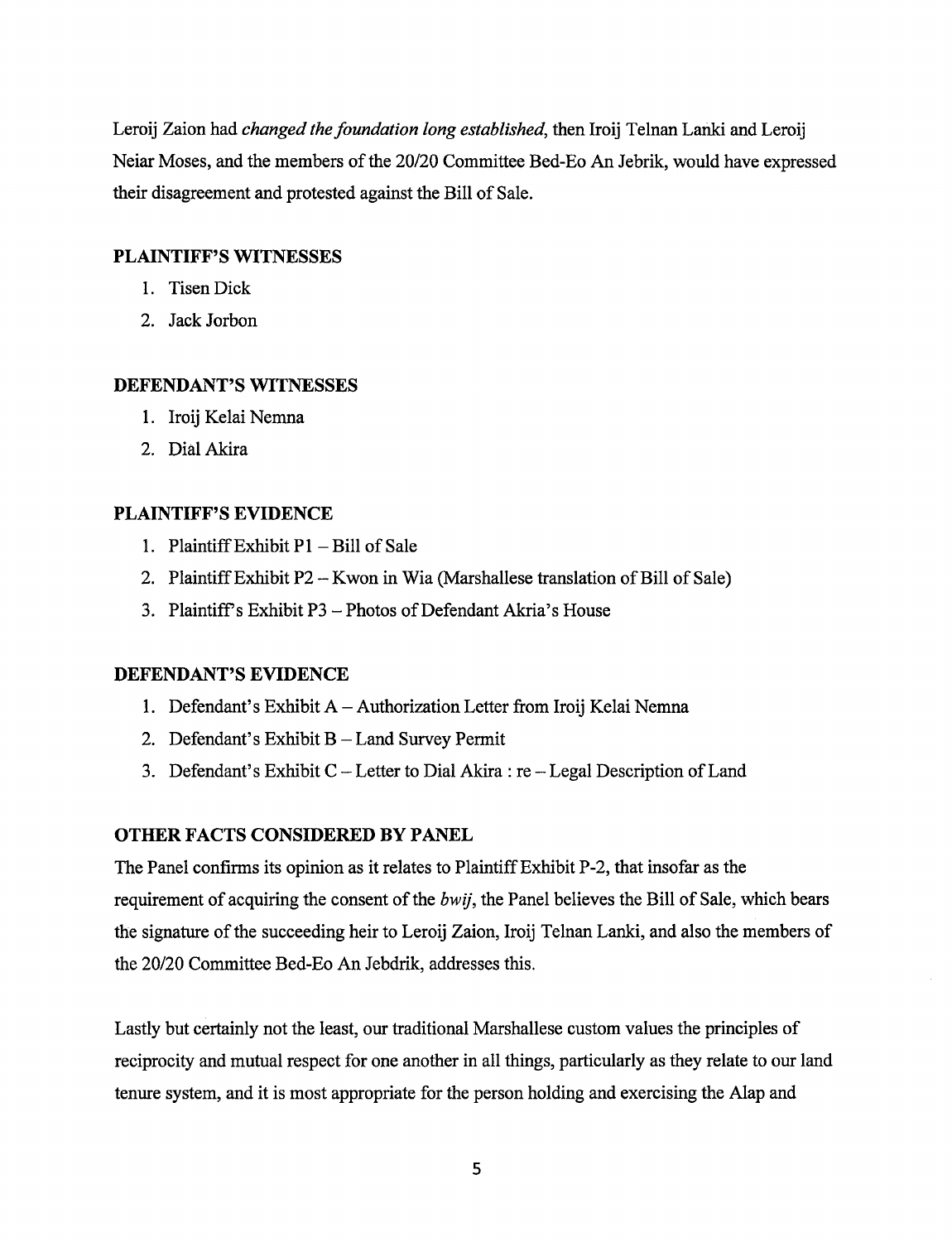Leroij Zaion had *changed the foundation long established*, then Iroij Telnan Lanki and Leroij Neiar Moses, and the members of the 20/20 Committee Bed-Eo An Jebrik, would have expressed their disagreement and protested against the Bill of Sale.

## PLAINTIFF'S WITNESSES

1. Tisen Dick
2. Jack Jorbon

## DEFENDANT'S WITNESSES

1. Iroij Kelai Nemna
2. Dial Akira

## PLAINTIFF'S EVIDENCE

1. Plaintiff Exhibit P1 – Bill of Sale
2. Plaintiff Exhibit P2 – Kwon in Wia (Marshallese translation of Bill of Sale)
3. Plaintiff's Exhibit P3 – Photos of Defendant Akria's House

## DEFENDANT'S EVIDENCE

1. Defendant's Exhibit A – Authorization Letter from Iroij Kelai Nemna
2. Defendant's Exhibit B – Land Survey Permit
3. Defendant's Exhibit C – Letter to Dial Akira : re – Legal Description of Land

## OTHER FACTS CONSIDERED BY PANEL

The Panel confirms its opinion as it relates to Plaintiff Exhibit P-2, that insofar as the requirement of acquiring the consent of the *bwij*, the Panel believes the Bill of Sale, which bears the signature of the succeeding heir to Leroij Zaion, Iroij Telnan Lanki, and also the members of the 20/20 Committee Bed-Eo An Jebdrik, addresses this.

Lastly but certainly not the least, our traditional Marshallese custom values the principles of reciprocity and mutual respect for one another in all things, particularly as they relate to our land tenure system, and it is most appropriate for the person holding and exercising the Alap and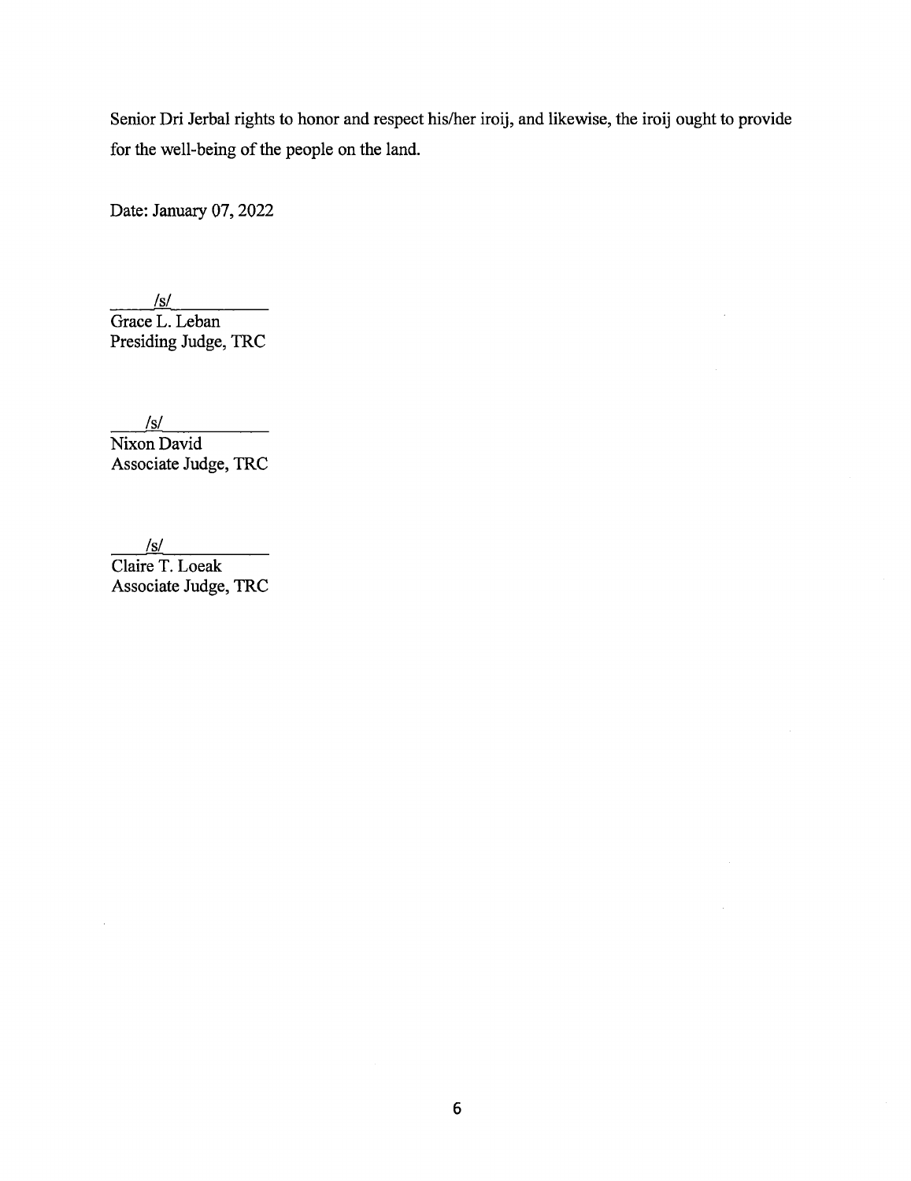Senior Dri Jerbal rights to honor and respect his/her iroij, and likewise, the iroij ought to provide for the well-being of the people on the land.

Date: January 07, 2022

/s/
Grace L. Leban
Presiding Judge, TRC

/s/
Nixon David
Associate Judge, TRC

/s/
Claire T. Loeak
Associate Judge, TRC